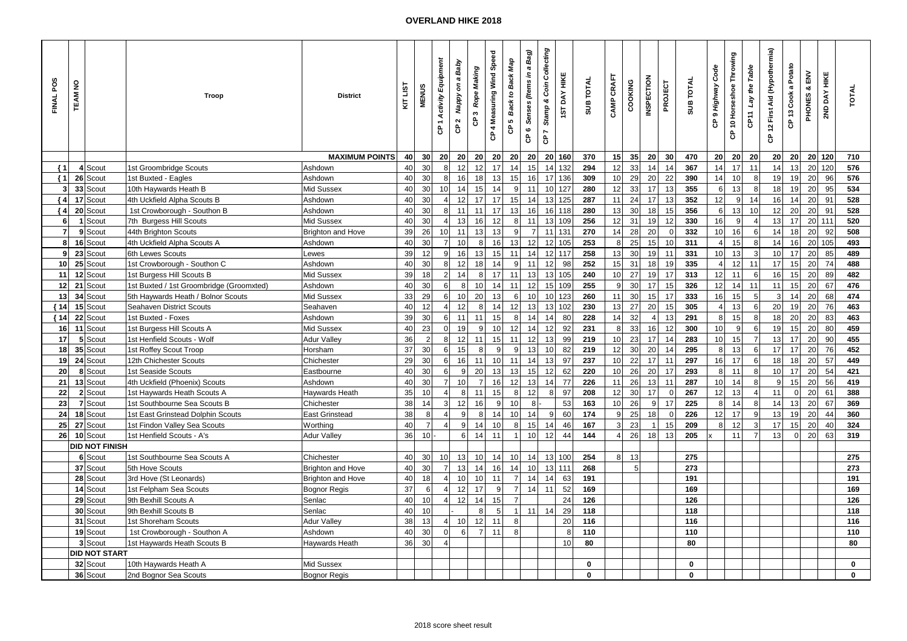# OVERLAND HIKE 2018

| FINAL POS | TEAM NO | | Troop | District | KIT LIST | MENUS | CP 1 Activity Equipment | CP 2 Nappy on a Baby | CP 3 Rope Making | CP 4 Measuring Wind Speed | CP 5 Back to Back Map | CP 6 Senses (Items in a Bag) | CP 7 Stamp & Coin Collecting | 1ST DAY HIKE | SUB TOTAL | CAMP CRAFT | COOKING | INSPECTION | PROJECT | SUB TOTAL | CP 9 Highway Code | CP 10 Horseshoe Throwing | CP11 Lay the Table | CP 12 First Aid (Hypothermia) | CP 13 Cook a Potato | PHONES & ENV | 2ND DAY HIKE | TOTAL |
|---|---|---|---|---|---|---|---|---|---|---|---|---|---|---|---|---|---|---|---|---|---|---|---|---|---|---|---|---|
| | | | | **MAXIMUM POINTS** | 40 | 30 | 20 | 20 | 20 | 20 | 20 | 20 | 20 | 160 | 370 | 15 | 35 | 20 | 30 | 470 | 20 | 20 | 20 | 20 | 20 | 20 | 120 | 710 |
| { 1 | 4 | Scout | 1st Groombridge Scouts | Ashdown | 40 | 30 | 8 | 12 | 12 | 17 | 14 | 15 | 14 | 132 | 294 | 12 | 33 | 14 | 14 | 367 | 14 | 17 | 11 | 14 | 13 | 20 | 120 | 576 |
| { 1 | 26 | Scout | 1st Buxted - Eagles | Ashdown | 40 | 30 | 8 | 16 | 18 | 13 | 15 | 16 | 17 | 136 | 309 | 10 | 29 | 20 | 22 | 390 | 14 | 10 | 8 | 19 | 19 | 20 | 96 | 576 |
| 3 | 33 | Scout | 10th Haywards Heath B | Mid Sussex | 40 | 30 | 10 | 14 | 15 | 14 | 9 | 11 | 10 | 127 | 280 | 12 | 33 | 17 | 13 | 355 | 6 | 13 | 8 | 18 | 19 | 20 | 95 | 534 |
| { 4 | 17 | Scout | 4th Uckfield Alpha Scouts B | Ashdown | 40 | 30 | 4 | 12 | 17 | 17 | 15 | 14 | 13 | 125 | 287 | 11 | 24 | 17 | 13 | 352 | 12 | 9 | 14 | 16 | 14 | 20 | 91 | 528 |
| { 4 | 20 | Scout | 1st Crowborough - Southon B | Ashdown | 40 | 30 | 8 | 11 | 11 | 17 | 13 | 16 | 16 | 118 | 280 | 13 | 30 | 18 | 15 | 356 | 6 | 13 | 10 | 12 | 20 | 20 | 91 | 528 |
| 6 | 1 | Scout | 7th Burgess Hill Scouts | Mid Sussex | 40 | 30 | 4 | 13 | 16 | 12 | 8 | 11 | 13 | 109 | 256 | 12 | 31 | 19 | 12 | 330 | 16 | 9 | 4 | 13 | 17 | 20 | 111 | 520 |
| 7 | 9 | Scout | 44th Brighton Scouts | Brighton and Hove | 39 | 26 | 10 | 11 | 13 | 13 | 9 | 7 | 11 | 131 | 270 | 14 | 28 | 20 | 0 | 332 | 10 | 16 | 6 | 14 | 18 | 20 | 92 | 508 |
| 8 | 16 | Scout | 4th Uckfield Alpha Scouts A | Ashdown | 40 | 30 | 7 | 10 | 8 | 16 | 13 | 12 | 12 | 105 | 253 | 8 | 25 | 15 | 10 | 311 | 4 | 15 | 8 | 14 | 16 | 20 | 105 | 493 |
| 9 | 23 | Scout | 6th Lewes Scouts | Lewes | 39 | 12 | 9 | 16 | 13 | 15 | 11 | 14 | 12 | 117 | 258 | 13 | 30 | 19 | 11 | 331 | 10 | 13 | 3 | 10 | 17 | 20 | 85 | 489 |
| 10 | 25 | Scout | 1st Crowborough - Southon C | Ashdown | 40 | 30 | 8 | 12 | 18 | 14 | 9 | 11 | 12 | 98 | 252 | 15 | 31 | 18 | 19 | 335 | 4 | 12 | 11 | 17 | 15 | 20 | 74 | 488 |
| 11 | 12 | Scout | 1st Burgess Hill Scouts B | Mid Sussex | 39 | 18 | 2 | 14 | 8 | 17 | 11 | 13 | 13 | 105 | 240 | 10 | 27 | 19 | 17 | 313 | 12 | 11 | 6 | 16 | 15 | 20 | 89 | 482 |
| 12 | 21 | Scout | 1st Buxted / 1st Groombridge (Groomxted) | Ashdown | 40 | 30 | 6 | 8 | 10 | 14 | 11 | 12 | 15 | 109 | 255 | 9 | 30 | 17 | 15 | 326 | 12 | 14 | 11 | 11 | 15 | 20 | 67 | 476 |
| 13 | 34 | Scout | 5th Haywards Heath / Bolnor Scouts | Mid Sussex | 33 | 29 | 6 | 10 | 20 | 13 | 6 | 10 | 10 | 123 | 260 | 11 | 30 | 15 | 17 | 333 | 16 | 15 | 5 | 3 | 14 | 20 | 68 | 474 |
| { 14 | 15 | Scout | Seahaven District Scouts | Seahaven | 40 | 12 | 4 | 12 | 8 | 14 | 12 | 13 | 13 | 102 | 230 | 13 | 27 | 20 | 15 | 305 | 4 | 13 | 6 | 20 | 19 | 20 | 76 | 463 |
| { 14 | 22 | Scout | 1st Buxted - Foxes | Ashdown | 39 | 30 | 6 | 11 | 11 | 15 | 8 | 14 | 14 | 80 | 228 | 14 | 32 | 4 | 13 | 291 | 8 | 15 | 8 | 18 | 20 | 20 | 83 | 463 |
| 16 | 11 | Scout | 1st Burgess Hill Scouts A | Mid Sussex | 40 | 23 | 0 | 19 | 9 | 10 | 12 | 14 | 12 | 92 | 231 | 8 | 33 | 16 | 12 | 300 | 10 | 9 | 6 | 19 | 15 | 20 | 80 | 459 |
| 17 | 5 | Scout | 1st Henfield Scouts - Wolf | Adur Valley | 36 | 2 | 8 | 12 | 11 | 15 | 11 | 12 | 13 | 99 | 219 | 10 | 23 | 17 | 14 | 283 | 10 | 15 | 7 | 13 | 17 | 20 | 90 | 455 |
| 18 | 35 | Scout | 1st Roffey Scout Troop | Horsham | 37 | 30 | 6 | 15 | 8 | 9 | 9 | 13 | 10 | 82 | 219 | 12 | 30 | 20 | 14 | 295 | 8 | 13 | 6 | 17 | 17 | 20 | 76 | 452 |
| 19 | 24 | Scout | 12th Chichester Scouts | Chichester | 29 | 30 | 6 | 16 | 11 | 10 | 11 | 14 | 13 | 97 | 237 | 10 | 22 | 17 | 11 | 297 | 16 | 17 | 6 | 18 | 18 | 20 | 57 | 449 |
| 20 | 8 | Scout | 1st Seaside Scouts | Eastbourne | 40 | 30 | 6 | 9 | 20 | 13 | 13 | 15 | 12 | 62 | 220 | 10 | 26 | 20 | 17 | 293 | 8 | 11 | 8 | 10 | 17 | 20 | 54 | 421 |
| 21 | 13 | Scout | 4th Uckfield (Phoenix) Scouts | Ashdown | 40 | 30 | 7 | 10 | 7 | 16 | 12 | 13 | 14 | 77 | 226 | 11 | 26 | 13 | 11 | 287 | 10 | 14 | 8 | 9 | 15 | 20 | 56 | 419 |
| 22 | 2 | Scout | 1st Haywards Heath Scouts A | Haywards Heath | 35 | 10 | 4 | 8 | 11 | 15 | 8 | 12 | 8 | 97 | 208 | 12 | 30 | 17 | 0 | 267 | 12 | 13 | 4 | 11 | 0 | 20 | 61 | 388 |
| 23 | 7 | Scout | 1st Southbourne Sea Scouts B | Chichester | 38 | 14 | 3 | 12 | 16 | 9 | 10 | 8 | - | 53 | 163 | 10 | 26 | 9 | 17 | 225 | 8 | 14 | 8 | 14 | 13 | 20 | 67 | 369 |
| 24 | 18 | Scout | 1st East Grinstead Dolphin Scouts | East Grinstead | 38 | 8 | 4 | 9 | 8 | 14 | 10 | 14 | 9 | 60 | 174 | 9 | 25 | 18 | 0 | 226 | 12 | 17 | 9 | 13 | 19 | 20 | 44 | 360 |
| 25 | 27 | Scout | 1st Findon Valley Sea Scouts | Worthing | 40 | 7 | 4 | 9 | 14 | 10 | 8 | 15 | 14 | 46 | 167 | 3 | 23 | 1 | 15 | 209 | 8 | 12 | 3 | 17 | 15 | 20 | 40 | 324 |
| 26 | 10 | Scout | 1st Henfield Scouts - A's | Adur Valley | 36 | 10 | - | 6 | 14 | 11 | 1 | 10 | 12 | 44 | 144 | 4 | 26 | 18 | 13 | 205 | x | 11 | 7 | 13 | 0 | 20 | 63 | 319 |
| | **DID NOT FINISH** | | | | | | | | | | | | | | | | | | | | | | | | | | | |
| | 6 | Scout | 1st Southbourne Sea Scouts A | Chichester | 40 | 30 | 10 | 13 | 10 | 14 | 10 | 14 | 13 | 100 | 254 | 8 | 13 | | | 275 | | | | | | | | 275 |
| | 37 | Scout | 5th Hove Scouts | Brighton and Hove | 40 | 30 | 7 | 13 | 14 | 16 | 14 | 10 | 13 | 111 | 268 | | 5 | | | 273 | | | | | | | | 273 |
| | 28 | Scout | 3rd Hove (St Leonards) | Brighton and Hove | 40 | 18 | 4 | 10 | 10 | 11 | 7 | 14 | 14 | 63 | 191 | | | | | 191 | | | | | | | | 191 |
| | 14 | Scout | 1st Felpham Sea Scouts | Bognor Regis | 37 | 6 | 4 | 12 | 17 | 9 | 7 | 14 | 11 | 52 | 169 | | | | | 169 | | | | | | | | 169 |
| | 29 | Scout | 9th Bexhill Scouts A | Senlac | 40 | 10 | 4 | 12 | 14 | 15 | 7 | | | 24 | 126 | | | | | 126 | | | | | | | | 126 |
| | 30 | Scout | 9th Bexhill Scouts B | Senlac | 40 | 10 | | - | 8 | 5 | 1 | 11 | 14 | 29 | 118 | | | | | 118 | | | | | | | | 118 |
| | 31 | Scout | 1st Shoreham Scouts | Adur Valley | 38 | 13 | 4 | 10 | 12 | 11 | 8 | | | 20 | 116 | | | | | 116 | | | | | | | | 116 |
| | 19 | Scout | 1st Crowborough - Southon A | Ashdown | 40 | 30 | 0 | 6 | 7 | 11 | 8 | | | 8 | 110 | | | | | 110 | | | | | | | | 110 |
| | 3 | Scout | 1st Haywards Heath Scouts B | Haywards Heath | 36 | 30 | 4 | | | | | | | 10 | 80 | | | | | 80 | | | | | | | | 80 |
| | **DID NOT START** | | | | | | | | | | | | | | | | | | | | | | | | | | | |
| | 32 | Scout | 10th Haywards Heath A | Mid Sussex | | | | | | | | | | | 0 | | | | | 0 | | | | | | | | 0 |
| | 36 | Scout | 2nd Bognor Sea Scouts | Bognor Regis | | | | | | | | | | | 0 | | | | | 0 | | | | | | | | 0 |

2018 score sheet result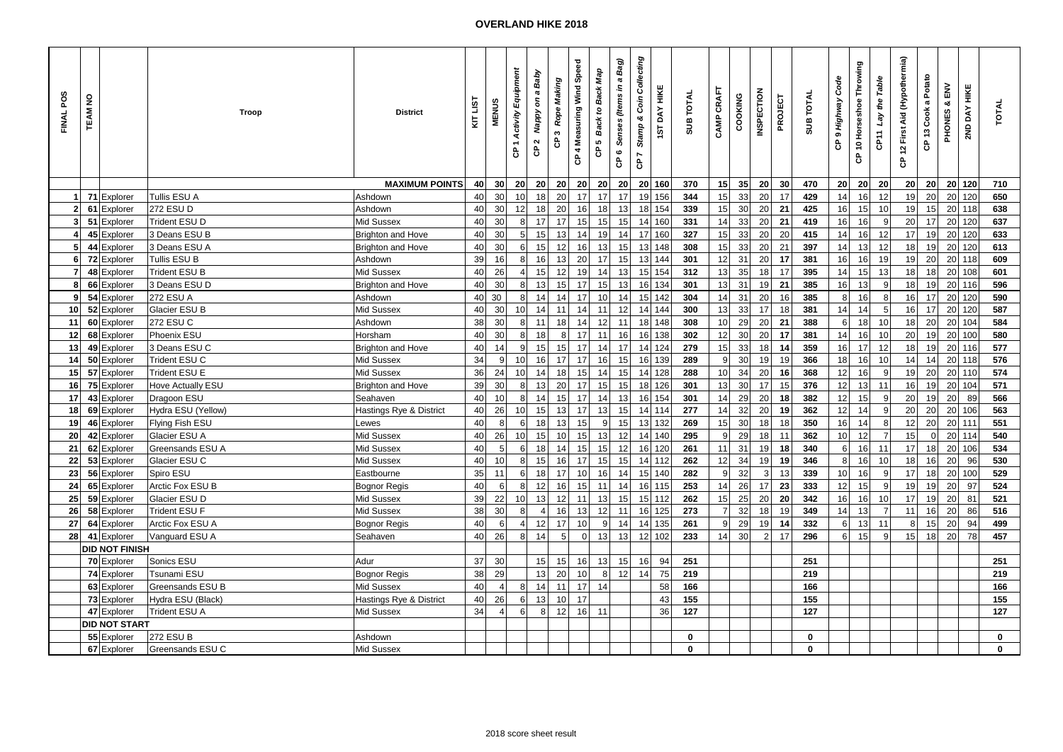# OVERLAND HIKE 2018

| FINAL POS | TEAM NO | | Troop | District | KIT LIST | MENUS | CP 1 Activity Equipment | CP 2 Nappy on a Baby | CP 3 Rope Making | CP 4 Measuring Wind Speed | CP 5 Back to Back Map | CP 6 Senses (Items in a Bag) | CP 7 Stamp & Coin Collecting | 1ST DAY HIKE | SUB TOTAL | CAMP CRAFT | COOKING | INSPECTION | PROJECT | SUB TOTAL | CP 9 Highway Code | CP 10 Horseshoe Throwing | CP11 Lay the Table | CP 12 First Aid (Hypothermia) | CP 13 Cook a Potato | PHONES & ENV | 2ND DAY HIKE | TOTAL |
|---|---|---|---|---|---|---|---|---|---|---|---|---|---|---|---|---|---|---|---|---|---|---|---|---|---|---|---|---|
| | | | | **MAXIMUM POINTS** | **40** | **30** | **20** | **20** | **20** | **20** | **20** | **20** | **20** | **160** | **370** | **15** | **35** | **20** | **30** | **470** | **20** | **20** | **20** | **20** | **20** | **20** | **120** | **710** |
| **1** | **71** | Explorer | Tullis ESU A | Ashdown | 40 | 30 | 10 | 18 | 20 | 17 | 17 | 17 | 19 | 156 | **344** | 15 | 33 | 20 | 17 | **429** | 14 | 16 | 12 | 19 | 20 | 20 | 120 | **650** |
| **2** | **61** | Explorer | 272 ESU D | Ashdown | 40 | 30 | 12 | 18 | 20 | 16 | 18 | 13 | 18 | 154 | **339** | 15 | 30 | 20 | **21** | **425** | 16 | 15 | 10 | 19 | 15 | 20 | 118 | **638** |
| **3** | **51** | Explorer | Trident ESU D | Mid Sussex | 40 | 30 | 8 | 17 | 17 | 15 | 15 | 15 | 14 | 160 | **331** | 14 | 33 | 20 | **21** | **419** | 16 | 16 | 9 | 20 | 17 | 20 | 120 | **637** |
| **4** | **45** | Explorer | 3 Deans ESU B | Brighton and Hove | 40 | 30 | 5 | 15 | 13 | 14 | 19 | 14 | 17 | 160 | **327** | 15 | 33 | 20 | 20 | **415** | 14 | 16 | 12 | 17 | 19 | 20 | 120 | **633** |
| **5** | **44** | Explorer | 3 Deans ESU A | Brighton and Hove | 40 | 30 | 6 | 15 | 12 | 16 | 13 | 15 | 13 | 148 | **308** | 15 | 33 | 20 | 21 | **397** | 14 | 13 | 12 | 18 | 19 | 20 | 120 | **613** |
| **6** | **72** | Explorer | Tullis ESU B | Ashdown | 39 | 16 | 8 | 16 | 13 | 20 | 17 | 15 | 13 | 144 | **301** | 12 | 31 | 20 | 17 | **381** | 16 | 16 | 19 | 19 | 20 | 20 | 118 | **609** |
| **7** | **48** | Explorer | Trident ESU B | Mid Sussex | 40 | 26 | 4 | 15 | 12 | 19 | 14 | 13 | 15 | 154 | **312** | 13 | 35 | 18 | 17 | **395** | 14 | 15 | 13 | 18 | 18 | 20 | 108 | **601** |
| **8** | **66** | Explorer | 3 Deans ESU D | Brighton and Hove | 40 | 30 | 8 | 13 | 15 | 17 | 15 | 13 | 16 | 134 | **301** | 13 | 31 | 19 | **21** | **385** | 16 | 13 | 9 | 18 | 19 | 20 | 116 | **596** |
| **9** | **54** | Explorer | 272 ESU A | Ashdown | 40 | 30 | 8 | 14 | 14 | 17 | 10 | 14 | 15 | 142 | **304** | 14 | 31 | 20 | 16 | **385** | 8 | 16 | 8 | 16 | 17 | 20 | 120 | **590** |
| **10** | **52** | Explorer | Glacier ESU B | Mid Sussex | 40 | 30 | 10 | 14 | 11 | 14 | 11 | 12 | 14 | 144 | **300** | 13 | 33 | 17 | 18 | **381** | 14 | 14 | 5 | 16 | 17 | 20 | 120 | **587** |
| **11** | **60** | Explorer | 272 ESU C | Ashdown | 38 | 30 | 8 | 11 | 18 | 14 | 12 | 11 | 18 | 148 | **308** | 10 | 29 | 20 | **21** | **388** | 6 | 18 | 10 | 18 | 20 | 20 | 104 | **584** |
| **12** | **68** | Explorer | Phoenix ESU | Horsham | 40 | 30 | 8 | 18 | 8 | 17 | 11 | 16 | 16 | 138 | **302** | 12 | 30 | 20 | **17** | **381** | 14 | 16 | 10 | 20 | 19 | 20 | 100 | **580** |
| **13** | **49** | Explorer | 3 Deans ESU C | Brighton and Hove | 40 | 14 | 9 | 15 | 15 | 17 | 14 | 17 | 14 | 124 | **279** | 15 | 33 | 18 | **14** | **359** | 16 | 17 | 12 | 18 | 19 | 20 | 116 | **577** |
| **14** | **50** | Explorer | Trident ESU C | Mid Sussex | 34 | 9 | 10 | 16 | 17 | 17 | 16 | 15 | 16 | 139 | **289** | 9 | 30 | 19 | 19 | **366** | 18 | 16 | 10 | 14 | 14 | 20 | 118 | **576** |
| **15** | **57** | Explorer | Trident ESU E | Mid Sussex | 36 | 24 | 10 | 14 | 18 | 15 | 14 | 15 | 14 | 128 | **288** | 10 | 34 | 20 | **16** | **368** | 12 | 16 | 9 | 19 | 20 | 20 | 110 | **574** |
| **16** | **75** | Explorer | Hove Actually ESU | Brighton and Hove | 39 | 30 | 8 | 13 | 20 | 17 | 15 | 15 | 18 | 126 | **301** | 13 | 30 | 17 | 15 | **376** | 12 | 13 | 11 | 16 | 19 | 20 | 104 | **571** |
| **17** | **43** | Explorer | Dragoon ESU | Seahaven | 40 | 10 | 8 | 14 | 15 | 17 | 14 | 13 | 16 | 154 | **301** | 14 | 29 | 20 | **18** | **382** | 12 | 15 | 9 | 20 | 19 | 20 | 89 | **566** |
| **18** | **69** | Explorer | Hydra ESU (Yellow) | Hastings Rye & District | 40 | 26 | 10 | 15 | 13 | 17 | 13 | 15 | 14 | 114 | **277** | 14 | 32 | 20 | **19** | **362** | 12 | 14 | 9 | 20 | 20 | 20 | 106 | **563** |
| **19** | **46** | Explorer | Flying Fish ESU | Lewes | 40 | 8 | 6 | 18 | 13 | 15 | 9 | 15 | 13 | 132 | **269** | 15 | 30 | 18 | 18 | **350** | 16 | 14 | 8 | 12 | 20 | 20 | 111 | **551** |
| **20** | **42** | Explorer | Glacier ESU A | Mid Sussex | 40 | 26 | 10 | 15 | 10 | 15 | 13 | 12 | 14 | 140 | **295** | 9 | 29 | 18 | 11 | **362** | 10 | 12 | 7 | 15 | 0 | 20 | 114 | **540** |
| **21** | **62** | Explorer | Greensands ESU A | Mid Sussex | 40 | 5 | 6 | 18 | 14 | 15 | 15 | 12 | 16 | 120 | **261** | 11 | 31 | 19 | **18** | **340** | 6 | 16 | 11 | 17 | 18 | 20 | 106 | **534** |
| **22** | **53** | Explorer | Glacier ESU C | Mid Sussex | 40 | 10 | 8 | 15 | 16 | 17 | 15 | 15 | 14 | 112 | **262** | 12 | 34 | 19 | **19** | **346** | 8 | 16 | 10 | 18 | 16 | 20 | 96 | **530** |
| **23** | **56** | Explorer | Spiro ESU | Eastbourne | 35 | 11 | 6 | 18 | 17 | 10 | 16 | 14 | 15 | 140 | **282** | 9 | 32 | 3 | 13 | **339** | 10 | 16 | 9 | 17 | 18 | 20 | 100 | **529** |
| **24** | **65** | Explorer | Arctic Fox ESU B | Bognor Regis | 40 | 6 | 8 | 12 | 16 | 15 | 11 | 14 | 16 | 115 | **253** | 14 | 26 | 17 | **23** | **333** | 12 | 15 | 9 | 19 | 19 | 20 | 97 | **524** |
| **25** | **59** | Explorer | Glacier ESU D | Mid Sussex | 39 | 22 | 10 | 13 | 12 | 11 | 13 | 15 | 15 | 112 | **262** | 15 | 25 | 20 | **20** | **342** | 16 | 16 | 10 | 17 | 19 | 20 | 81 | **521** |
| **26** | **58** | Explorer | Trident ESU F | Mid Sussex | 38 | 30 | 8 | 4 | 16 | 13 | 12 | 11 | 16 | 125 | **273** | 7 | 32 | 18 | 19 | **349** | 14 | 13 | 7 | 11 | 16 | 20 | 86 | **516** |
| **27** | **64** | Explorer | Arctic Fox ESU A | Bognor Regis | 40 | 6 | 4 | 12 | 17 | 10 | 9 | 14 | 14 | 135 | **261** | 9 | 29 | 19 | **14** | **332** | 6 | 13 | 11 | 8 | 15 | 20 | 94 | **499** |
| **28** | **41** | Explorer | Vanguard ESU A | Seahaven | 40 | 26 | 8 | 14 | 5 | 0 | 13 | 13 | 12 | 102 | **233** | 14 | 30 | 2 | 17 | **296** | 6 | 15 | 9 | 15 | 18 | 20 | 78 | **457** |
| | **DID NOT FINISH** | | | | | | | | | | | | | | | | | | | | | | | | | | | |
| | **70** | Explorer | Sonics ESU | Adur | 37 | 30 | | 15 | 15 | 16 | 13 | 15 | 16 | 94 | **251** | | | | | **251** | | | | | | | | **251** |
| | **74** | Explorer | Tsunami ESU | Bognor Regis | 38 | 29 | | 13 | 20 | 10 | 8 | 12 | 14 | 75 | **219** | | | | | **219** | | | | | | | | **219** |
| | **63** | Explorer | Greensands ESU B | Mid Sussex | 40 | 4 | 8 | 14 | 11 | 17 | 14 | | | 58 | **166** | | | | | **166** | | | | | | | | **166** |
| | **73** | Explorer | Hydra ESU (Black) | Hastings Rye & District | 40 | 26 | 6 | 13 | 10 | 17 | | | | 43 | **155** | | | | | **155** | | | | | | | | **155** |
| | **47** | Explorer | Trident ESU A | Mid Sussex | 34 | 4 | 6 | 8 | 12 | 16 | 11 | | | 36 | **127** | | | | | **127** | | | | | | | | **127** |
| | **DID NOT START** | | | | | | | | | | | | | | | | | | | | | | | | | | | |
| | **55** | Explorer | 272 ESU B | Ashdown | | | | | | | | | | | **0** | | | | | **0** | | | | | | | | **0** |
| | **67** | Explorer | Greensands ESU C | Mid Sussex | | | | | | | | | | | **0** | | | | | **0** | | | | | | | | **0** |

2018 score sheet result